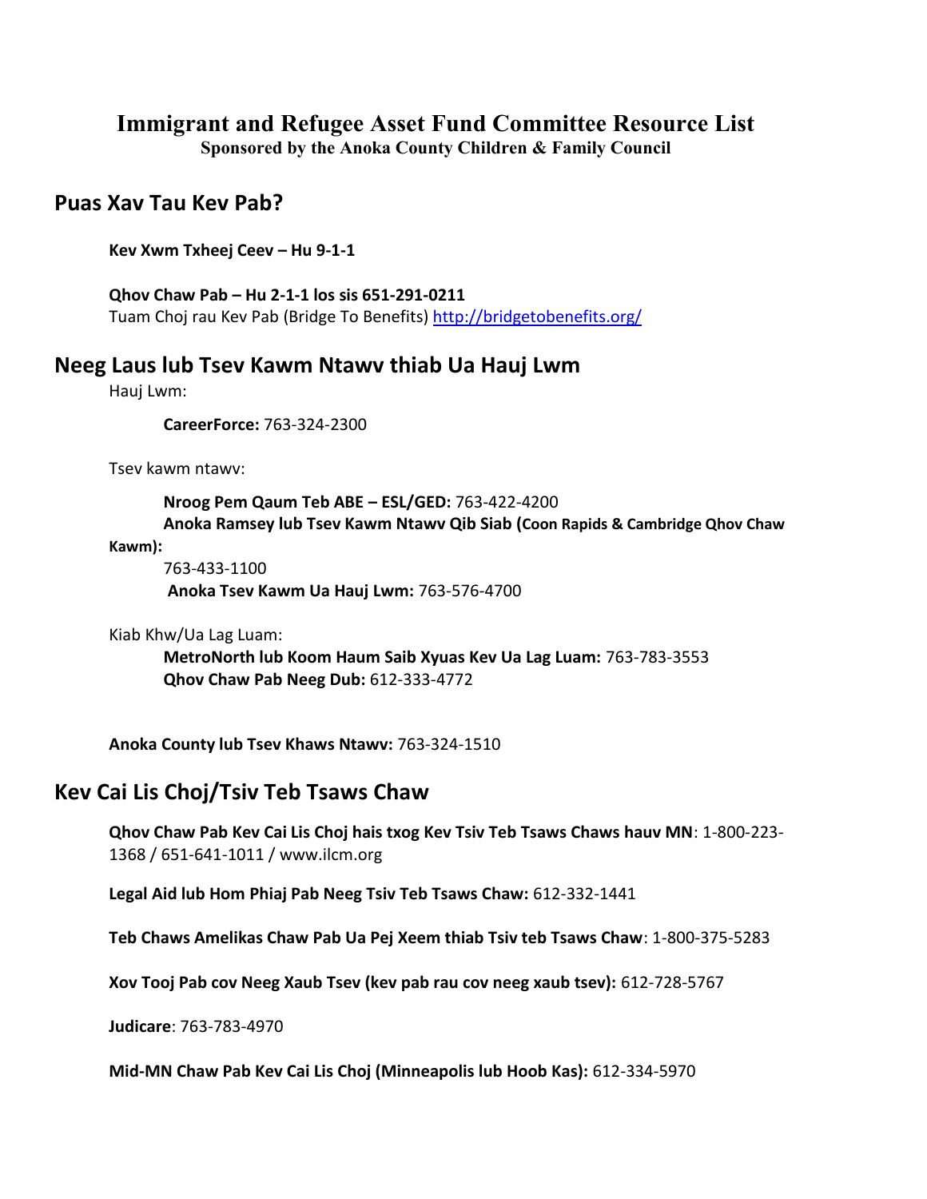# Immigrant and Refugee Asset Fund Committee Resource List

**Sponsored by the Anoka County Children & Family Council**

## Puas Xav Tau Kev Pab?

**Kev Xwm Txheej Ceev – Hu 9-1-1**

**Qhov Chaw Pab – Hu 2-1-1 los sis 651-291-0211**
Tuam Choj rau Kev Pab (Bridge To Benefits) http://bridgetobenefits.org/

## Neeg Laus lub Tsev Kawm Ntawv thiab Ua Hauj Lwm

Hauj Lwm:

**CareerForce:** 763-324-2300

Tsev kawm ntawv:

**Nroog Pem Qaum Teb ABE – ESL/GED:** 763-422-4200
**Anoka Ramsey lub Tsev Kawm Ntawv Qib Siab (Coon Rapids & Cambridge Qhov Chaw Kawm):**
763-433-1100
**Anoka Tsev Kawm Ua Hauj Lwm:** 763-576-4700

Kiab Khw/Ua Lag Luam:

**MetroNorth lub Koom Haum Saib Xyuas Kev Ua Lag Luam:** 763-783-3553
**Qhov Chaw Pab Neeg Dub:** 612-333-4772

**Anoka County lub Tsev Khaws Ntawv:** 763-324-1510

## Kev Cai Lis Choj/Tsiv Teb Tsaws Chaw

**Qhov Chaw Pab Kev Cai Lis Choj hais txog Kev Tsiv Teb Tsaws Chaws hauv MN**: 1-800-223-1368 / 651-641-1011 / www.ilcm.org

**Legal Aid lub Hom Phiaj Pab Neeg Tsiv Teb Tsaws Chaw:** 612-332-1441

**Teb Chaws Amelikas Chaw Pab Ua Pej Xeem thiab Tsiv teb Tsaws Chaw**: 1-800-375-5283

**Xov Tooj Pab cov Neeg Xaub Tsev (kev pab rau cov neeg xaub tsev):** 612-728-5767

**Judicare**: 763-783-4970

**Mid-MN Chaw Pab Kev Cai Lis Choj (Minneapolis lub Hoob Kas):** 612-334-5970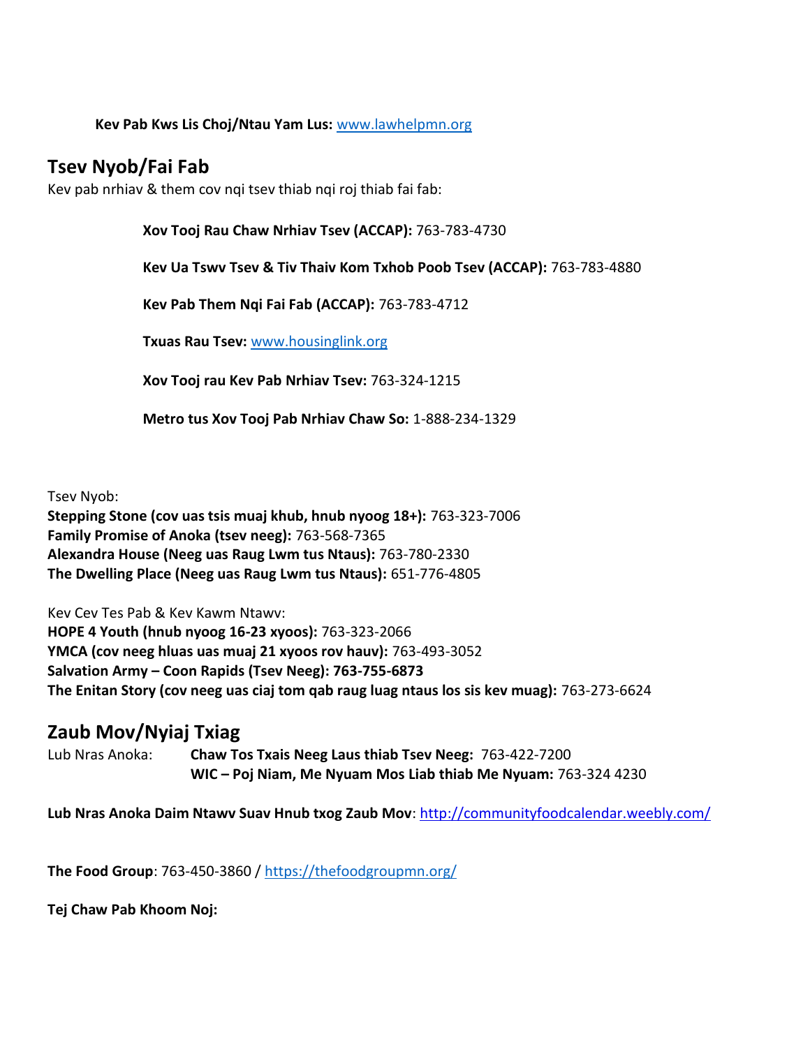**Kev Pab Kws Lis Choj/Ntau Yam Lus:** [www.lawhelpmn.org](http://www.lawhelpmn.org)

## Tsev Nyob/Fai Fab

Kev pab nrhiav & them cov nqi tsev thiab nqi roj thiab fai fab:

**Xov Tooj Rau Chaw Nrhiav Tsev (ACCAP):** 763-783-4730

**Kev Ua Tswv Tsev & Tiv Thaiv Kom Txhob Poob Tsev (ACCAP):** 763-783-4880

**Kev Pab Them Nqi Fai Fab (ACCAP):** 763-783-4712

**Txuas Rau Tsev:** [www.housinglink.org](http://www.housinglink.org)

**Xov Tooj rau Kev Pab Nrhiav Tsev:** 763-324-1215

**Metro tus Xov Tooj Pab Nrhiav Chaw So:** 1-888-234-1329

Tsev Nyob:
**Stepping Stone (cov uas tsis muaj khub, hnub nyoog 18+):** 763-323-7006
**Family Promise of Anoka (tsev neeg):** 763-568-7365
**Alexandra House (Neeg uas Raug Lwm tus Ntaus):** 763-780-2330
**The Dwelling Place (Neeg uas Raug Lwm tus Ntaus):** 651-776-4805

Kev Cev Tes Pab & Kev Kawm Ntawv:
**HOPE 4 Youth (hnub nyoog 16-23 xyoos):** 763-323-2066
**YMCA (cov neeg hluas uas muaj 21 xyoos rov hauv):** 763-493-3052
**Salvation Army – Coon Rapids (Tsev Neeg): 763-755-6873**
**The Enitan Story (cov neeg uas ciaj tom qab raug luag ntaus los sis kev muag):** 763-273-6624

## Zaub Mov/Nyiaj Txiag

Lub Nras Anoka: **Chaw Tos Txais Neeg Laus thiab Tsev Neeg:** 763-422-7200
**WIC – Poj Niam, Me Nyuam Mos Liab thiab Me Nyuam:** 763-324 4230

**Lub Nras Anoka Daim Ntawv Suav Hnub txog Zaub Mov**: [http://communityfoodcalendar.weebly.com/](http://communityfoodcalendar.weebly.com/)

**The Food Group**: 763-450-3860 / [https://thefoodgroupmn.org/](https://thefoodgroupmn.org/)

**Tej Chaw Pab Khoom Noj:**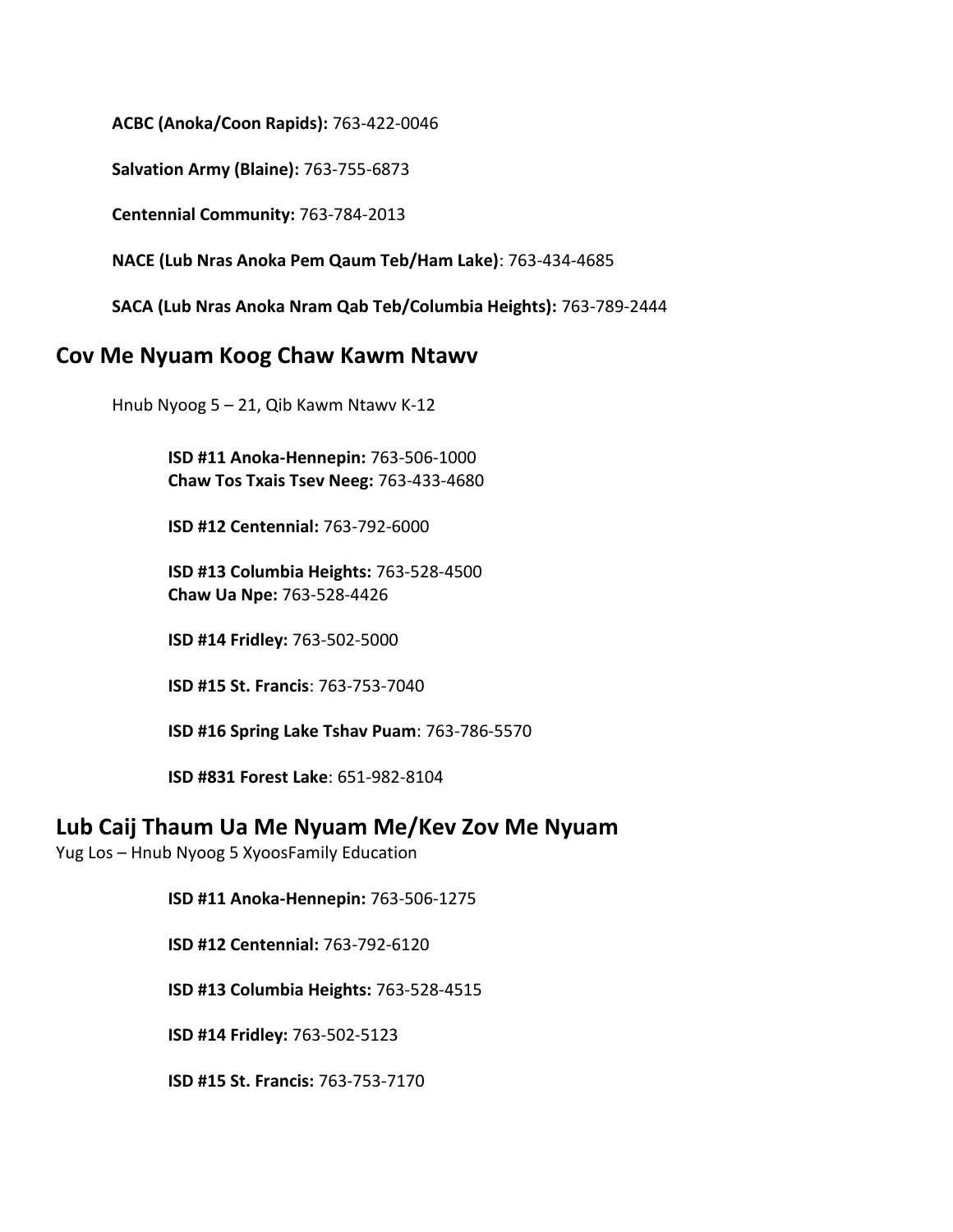**ACBC (Anoka/Coon Rapids):** 763-422-0046

**Salvation Army (Blaine):** 763-755-6873

**Centennial Community:** 763-784-2013

**NACE (Lub Nras Anoka Pem Qaum Teb/Ham Lake)**: 763-434-4685

**SACA (Lub Nras Anoka Nram Qab Teb/Columbia Heights):** 763-789-2444

## Cov Me Nyuam Koog Chaw Kawm Ntawv

Hnub Nyoog 5 – 21, Qib Kawm Ntawv K-12

**ISD #11 Anoka-Hennepin:** 763-506-1000
**Chaw Tos Txais Tsev Neeg:** 763-433-4680

**ISD #12 Centennial:** 763-792-6000

**ISD #13 Columbia Heights:** 763-528-4500
**Chaw Ua Npe:** 763-528-4426

**ISD #14 Fridley:** 763-502-5000

**ISD #15 St. Francis**: 763-753-7040

**ISD #16 Spring Lake Tshav Puam**: 763-786-5570

**ISD #831 Forest Lake**: 651-982-8104

## Lub Caij Thaum Ua Me Nyuam Me/Kev Zov Me Nyuam

Yug Los – Hnub Nyoog 5 XyoosFamily Education

**ISD #11 Anoka-Hennepin:** 763-506-1275

**ISD #12 Centennial:** 763-792-6120

**ISD #13 Columbia Heights:** 763-528-4515

**ISD #14 Fridley:** 763-502-5123

**ISD #15 St. Francis:** 763-753-7170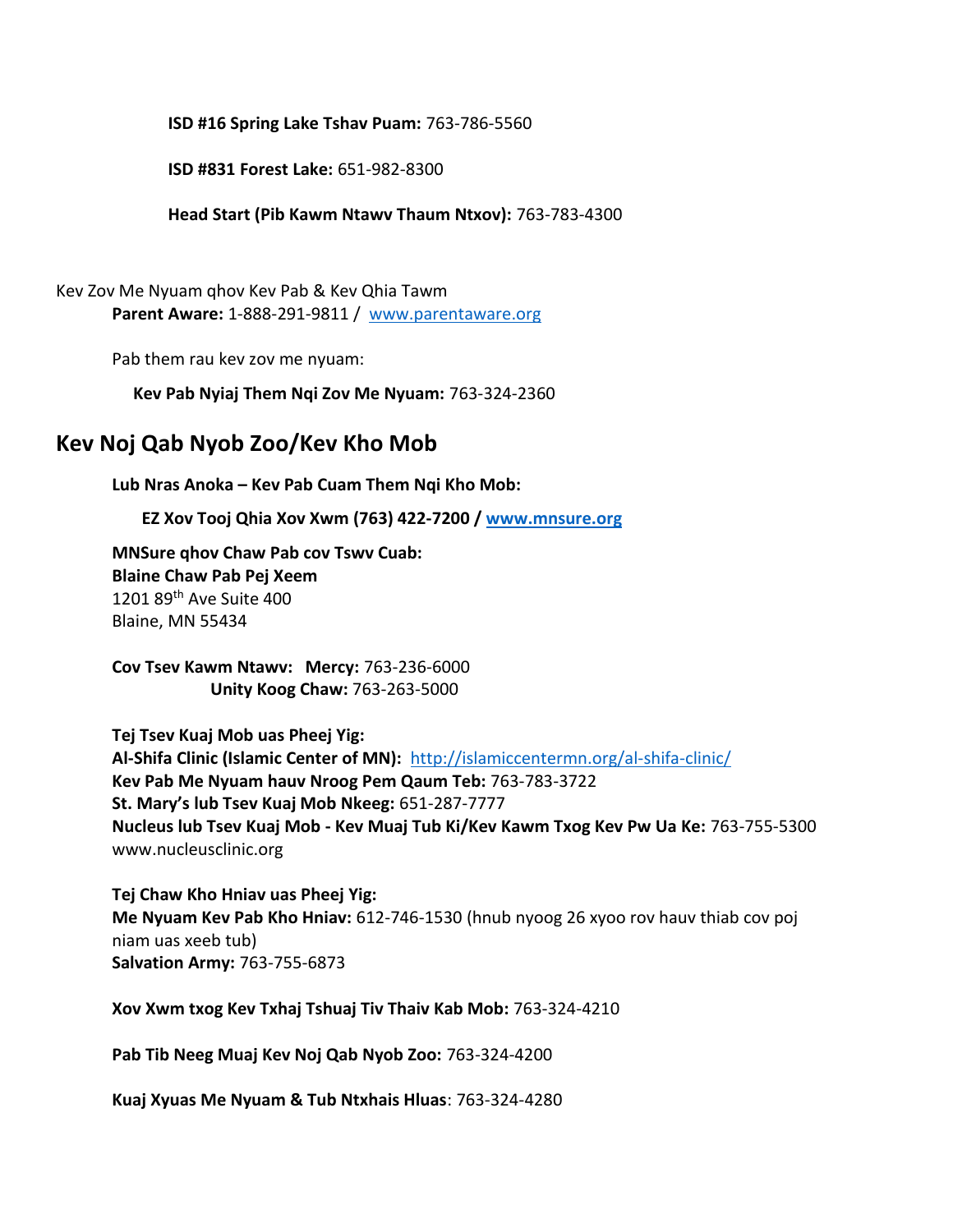**ISD #16 Spring Lake Tshav Puam:** 763-786-5560

**ISD #831 Forest Lake:** 651-982-8300

**Head Start (Pib Kawm Ntawv Thaum Ntxov):** 763-783-4300

Kev Zov Me Nyuam qhov Kev Pab & Kev Qhia Tawm

**Parent Aware:** 1-888-291-9811 / www.parentaware.org

Pab them rau kev zov me nyuam:

**Kev Pab Nyiaj Them Nqi Zov Me Nyuam:** 763-324-2360

## Kev Noj Qab Nyob Zoo/Kev Kho Mob

**Lub Nras Anoka – Kev Pab Cuam Them Nqi Kho Mob:**

**EZ Xov Tooj Qhia Xov Xwm (763) 422-7200 / www.mnsure.org**

**MNSure qhov Chaw Pab cov Tswv Cuab:**
**Blaine Chaw Pab Pej Xeem**
1201 89th Ave Suite 400
Blaine, MN 55434

**Cov Tsev Kawm Ntawv: Mercy:** 763-236-6000
**Unity Koog Chaw:** 763-263-5000

**Tej Tsev Kuaj Mob uas Pheej Yig:**
**Al-Shifa Clinic (Islamic Center of MN):** http://islamiccentermn.org/al-shifa-clinic/
**Kev Pab Me Nyuam hauv Nroog Pem Qaum Teb:** 763-783-3722
**St. Mary's lub Tsev Kuaj Mob Nkeeg:** 651-287-7777
**Nucleus lub Tsev Kuaj Mob - Kev Muaj Tub Ki/Kev Kawm Txog Kev Pw Ua Ke:** 763-755-5300
www.nucleusclinic.org

**Tej Chaw Kho Hniav uas Pheej Yig:**
**Me Nyuam Kev Pab Kho Hniav:** 612-746-1530 (hnub nyoog 26 xyoo rov hauv thiab cov poj niam uas xeeb tub)
**Salvation Army:** 763-755-6873

**Xov Xwm txog Kev Txhaj Tshuaj Tiv Thaiv Kab Mob:** 763-324-4210

**Pab Tib Neeg Muaj Kev Noj Qab Nyob Zoo:** 763-324-4200

**Kuaj Xyuas Me Nyuam & Tub Ntxhais Hluas**: 763-324-4280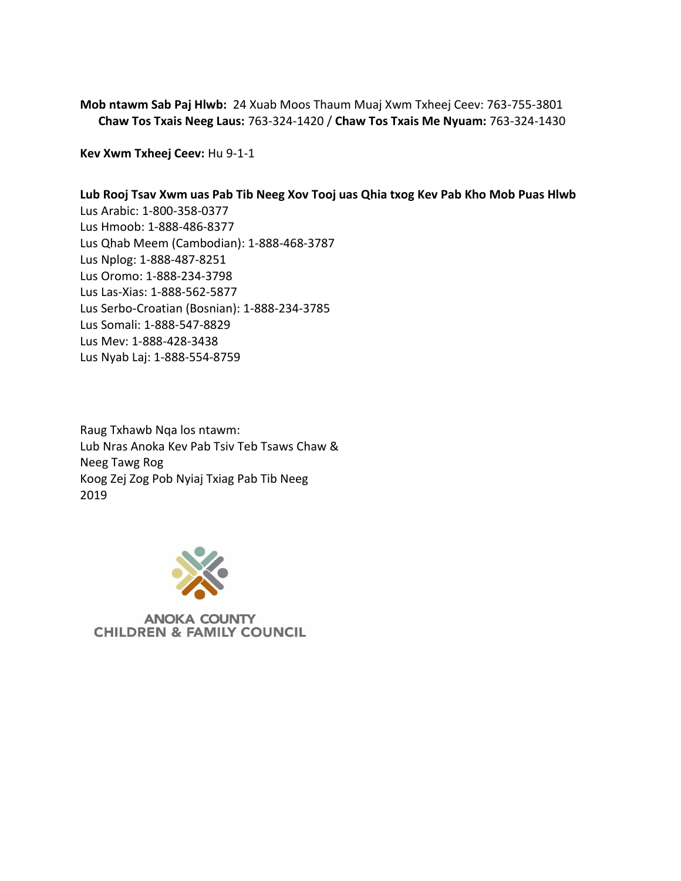**Mob ntawm Sab Paj Hlwb:** 24 Xuab Moos Thaum Muaj Xwm Txheej Ceev: 763-755-3801
**Chaw Tos Txais Neeg Laus:** 763-324-1420 / **Chaw Tos Txais Me Nyuam:** 763-324-1430

**Kev Xwm Txheej Ceev:** Hu 9-1-1

**Lub Rooj Tsav Xwm uas Pab Tib Neeg Xov Tooj uas Qhia txog Kev Pab Kho Mob Puas Hlwb**

Lus Arabic: 1-800-358-0377
Lus Hmoob: 1-888-486-8377
Lus Qhab Meem (Cambodian): 1-888-468-3787
Lus Nplog: 1-888-487-8251
Lus Oromo: 1-888-234-3798
Lus Las-Xias: 1-888-562-5877
Lus Serbo-Croatian (Bosnian): 1-888-234-3785
Lus Somali: 1-888-547-8829
Lus Mev: 1-888-428-3438
Lus Nyab Laj: 1-888-554-8759

Raug Txhawb Nqa los ntawm:
Lub Nras Anoka Kev Pab Tsiv Teb Tsaws Chaw &
Neeg Tawg Rog
Koog Zej Zog Pob Nyiaj Txiag Pab Tib Neeg
2019

ANOKA COUNTY
CHILDREN & FAMILY COUNCIL